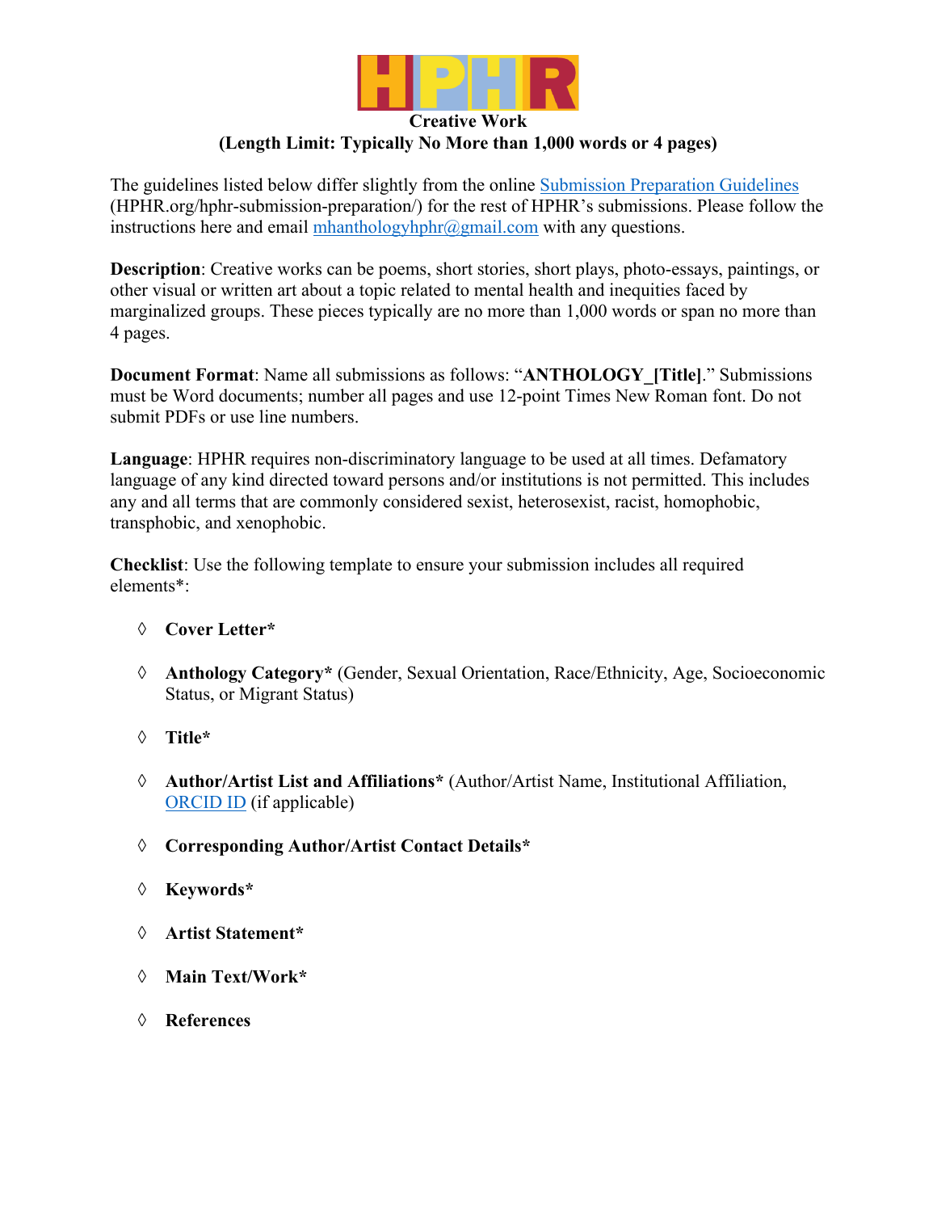# HPHR

## Creative Work
### (Length Limit: Typically No More than 1,000 words or 4 pages)

The guidelines listed below differ slightly from the online [Submission Preparation Guidelines](HPHR.org/hphr-submission-preparation/) (HPHR.org/hphr-submission-preparation/) for the rest of HPHR's submissions. Please follow the instructions here and email mhanthologyhphr@gmail.com with any questions.

**Description**: Creative works can be poems, short stories, short plays, photo-essays, paintings, or other visual or written art about a topic related to mental health and inequities faced by marginalized groups. These pieces typically are no more than 1,000 words or span no more than 4 pages.

**Document Format**: Name all submissions as follows: "**ANTHOLOGY_[Title]**." Submissions must be Word documents; number all pages and use 12-point Times New Roman font. Do not submit PDFs or use line numbers.

**Language**: HPHR requires non-discriminatory language to be used at all times. Defamatory language of any kind directed toward persons and/or institutions is not permitted. This includes any and all terms that are commonly considered sexist, heterosexist, racist, homophobic, transphobic, and xenophobic.

**Checklist**: Use the following template to ensure your submission includes all required elements*:

- ◊ **Cover Letter***
- ◊ **Anthology Category*** (Gender, Sexual Orientation, Race/Ethnicity, Age, Socioeconomic Status, or Migrant Status)
- ◊ **Title***
- ◊ **Author/Artist List and Affiliations*** (Author/Artist Name, Institutional Affiliation, ORCID ID (if applicable)
- ◊ **Corresponding Author/Artist Contact Details***
- ◊ **Keywords***
- ◊ **Artist Statement***
- ◊ **Main Text/Work***
- ◊ **References**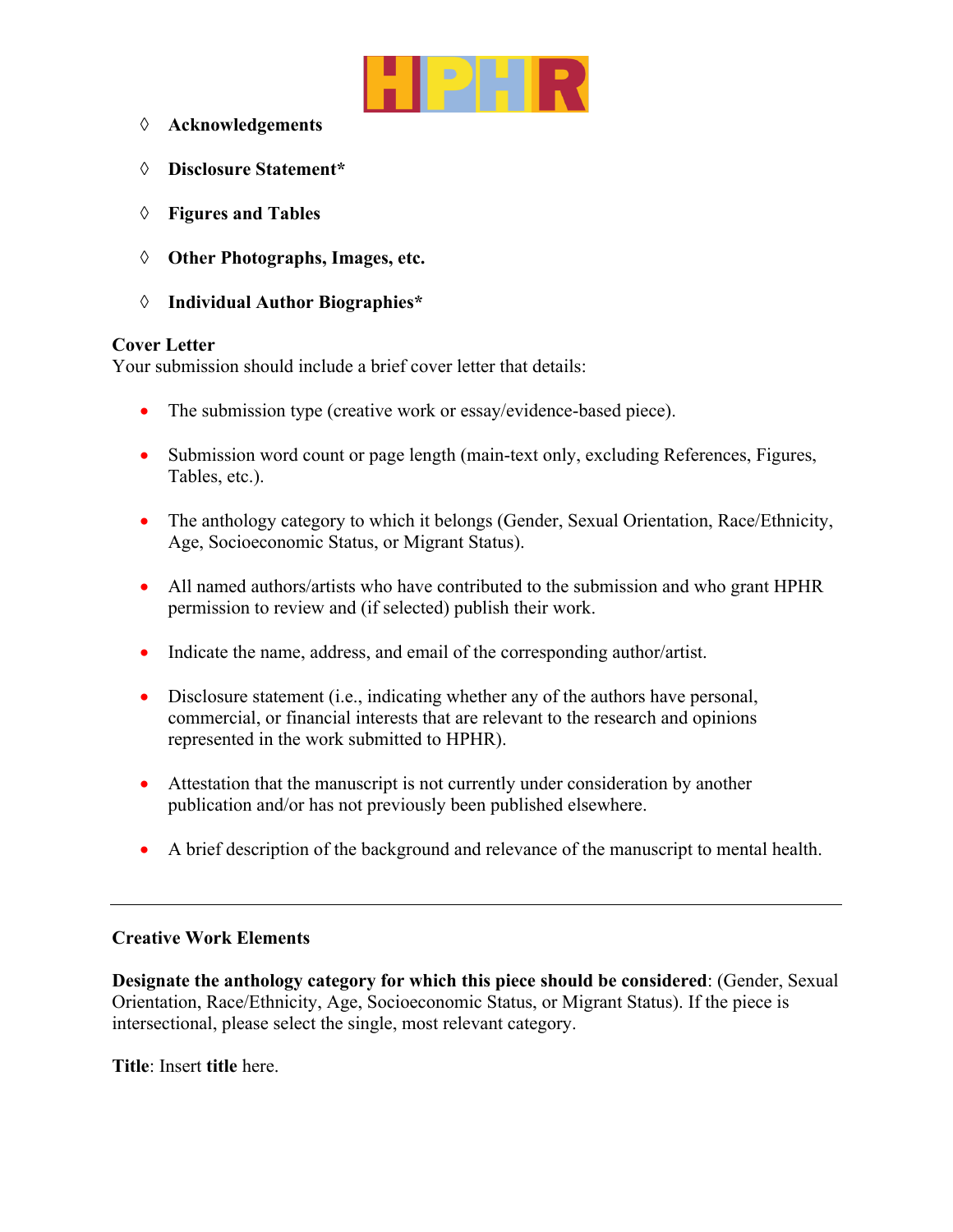- **Acknowledgements**
- **Disclosure Statement***
- **Figures and Tables**
- **Other Photographs, Images, etc.**
- **Individual Author Biographies***

**Cover Letter**
Your submission should include a brief cover letter that details:

- The submission type (creative work or essay/evidence-based piece).
- Submission word count or page length (main-text only, excluding References, Figures, Tables, etc.).
- The anthology category to which it belongs (Gender, Sexual Orientation, Race/Ethnicity, Age, Socioeconomic Status, or Migrant Status).
- All named authors/artists who have contributed to the submission and who grant HPHR permission to review and (if selected) publish their work.
- Indicate the name, address, and email of the corresponding author/artist.
- Disclosure statement (i.e., indicating whether any of the authors have personal, commercial, or financial interests that are relevant to the research and opinions represented in the work submitted to HPHR).
- Attestation that the manuscript is not currently under consideration by another publication and/or has not previously been published elsewhere.
- A brief description of the background and relevance of the manuscript to mental health.

---

**Creative Work Elements**

**Designate the anthology category for which this piece should be considered**: (Gender, Sexual Orientation, Race/Ethnicity, Age, Socioeconomic Status, or Migrant Status). If the piece is intersectional, please select the single, most relevant category.

**Title**: Insert **title** here.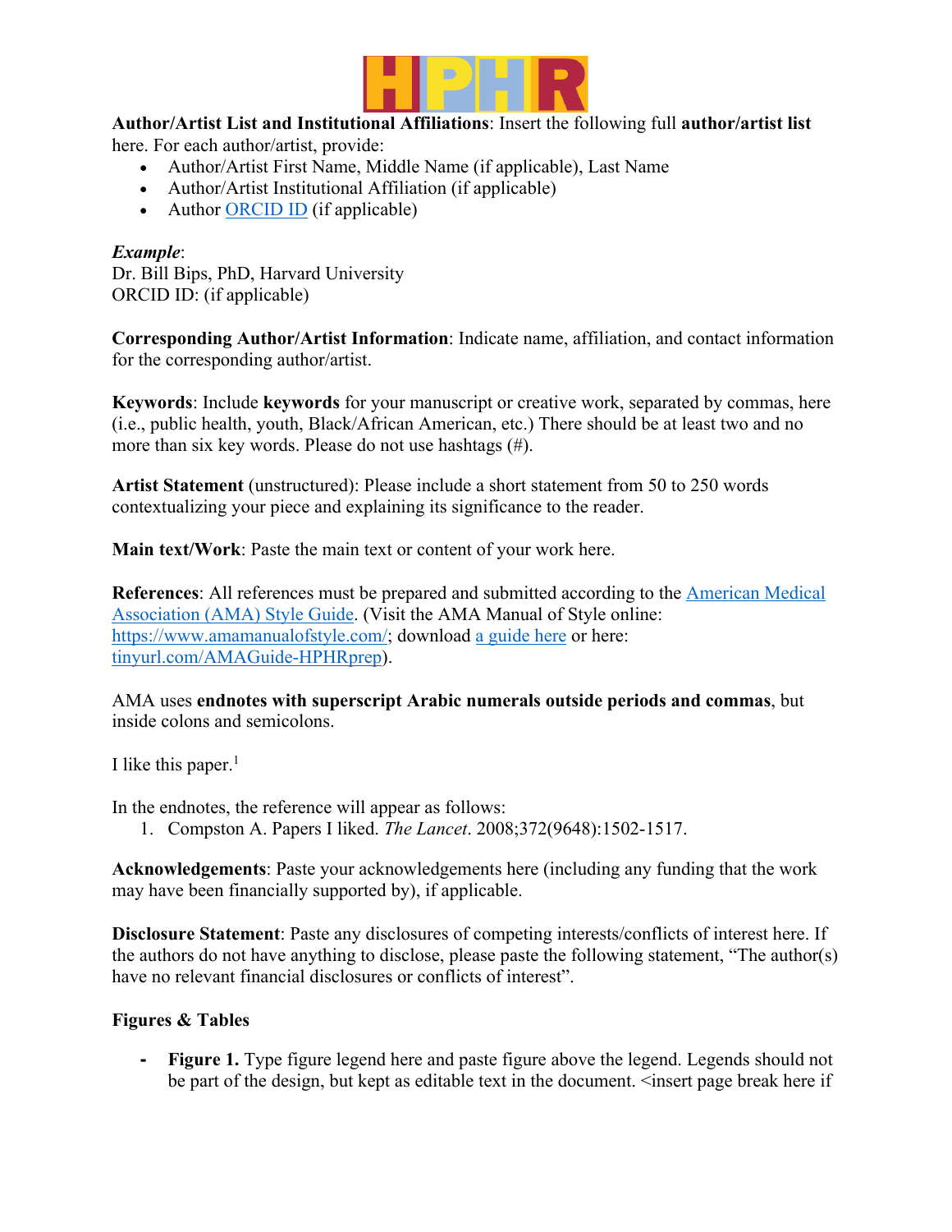**Author/Artist List and Institutional Affiliations**: Insert the following full **author/artist list** here. For each author/artist, provide:

- Author/Artist First Name, Middle Name (if applicable), Last Name
- Author/Artist Institutional Affiliation (if applicable)
- Author ORCID ID (if applicable)

***Example***:
Dr. Bill Bips, PhD, Harvard University
ORCID ID: (if applicable)

**Corresponding Author/Artist Information**: Indicate name, affiliation, and contact information for the corresponding author/artist.

**Keywords**: Include **keywords** for your manuscript or creative work, separated by commas, here (i.e., public health, youth, Black/African American, etc.) There should be at least two and no more than six key words. Please do not use hashtags (#).

**Artist Statement** (unstructured): Please include a short statement from 50 to 250 words contextualizing your piece and explaining its significance to the reader.

**Main text/Work**: Paste the main text or content of your work here.

**References**: All references must be prepared and submitted according to the American Medical Association (AMA) Style Guide. (Visit the AMA Manual of Style online: https://www.amamanualofstyle.com/; download a guide here or here: tinyurl.com/AMAGuide-HPHRprep).

AMA uses **endnotes with superscript Arabic numerals outside periods and commas**, but inside colons and semicolons.

I like this paper.[1]

In the endnotes, the reference will appear as follows:

1. Compston A. Papers I liked. *The Lancet*. 2008;372(9648):1502-1517.

**Acknowledgements**: Paste your acknowledgements here (including any funding that the work may have been financially supported by), if applicable.

**Disclosure Statement**: Paste any disclosures of competing interests/conflicts of interest here. If the authors do not have anything to disclose, please paste the following statement, "The author(s) have no relevant financial disclosures or conflicts of interest".

**Figures & Tables**

- **Figure 1.** Type figure legend here and paste figure above the legend. Legends should not be part of the design, but kept as editable text in the document. <insert page break here if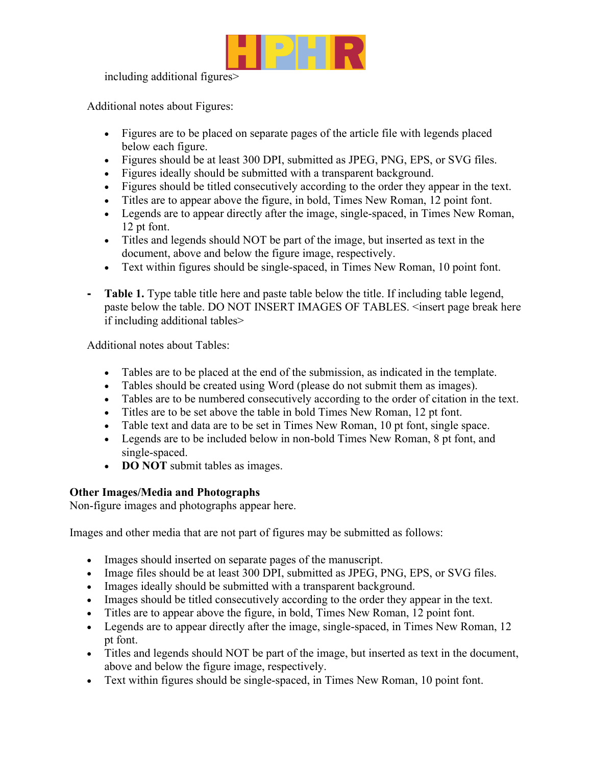including additional figures>

Additional notes about Figures:

- Figures are to be placed on separate pages of the article file with legends placed below each figure.
- Figures should be at least 300 DPI, submitted as JPEG, PNG, EPS, or SVG files.
- Figures ideally should be submitted with a transparent background.
- Figures should be titled consecutively according to the order they appear in the text.
- Titles are to appear above the figure, in bold, Times New Roman, 12 point font.
- Legends are to appear directly after the image, single-spaced, in Times New Roman, 12 pt font.
- Titles and legends should NOT be part of the image, but inserted as text in the document, above and below the figure image, respectively.
- Text within figures should be single-spaced, in Times New Roman, 10 point font.

- **Table 1.** Type table title here and paste table below the title. If including table legend, paste below the table. DO NOT INSERT IMAGES OF TABLES. <insert page break here if including additional tables>

Additional notes about Tables:

- Tables are to be placed at the end of the submission, as indicated in the template.
- Tables should be created using Word (please do not submit them as images).
- Tables are to be numbered consecutively according to the order of citation in the text.
- Titles are to be set above the table in bold Times New Roman, 12 pt font.
- Table text and data are to be set in Times New Roman, 10 pt font, single space.
- Legends are to be included below in non-bold Times New Roman, 8 pt font, and single-spaced.
- **DO NOT** submit tables as images.

**Other Images/Media and Photographs**
Non-figure images and photographs appear here.

Images and other media that are not part of figures may be submitted as follows:

- Images should inserted on separate pages of the manuscript.
- Image files should be at least 300 DPI, submitted as JPEG, PNG, EPS, or SVG files.
- Images ideally should be submitted with a transparent background.
- Images should be titled consecutively according to the order they appear in the text.
- Titles are to appear above the figure, in bold, Times New Roman, 12 point font.
- Legends are to appear directly after the image, single-spaced, in Times New Roman, 12 pt font.
- Titles and legends should NOT be part of the image, but inserted as text in the document, above and below the figure image, respectively.
- Text within figures should be single-spaced, in Times New Roman, 10 point font.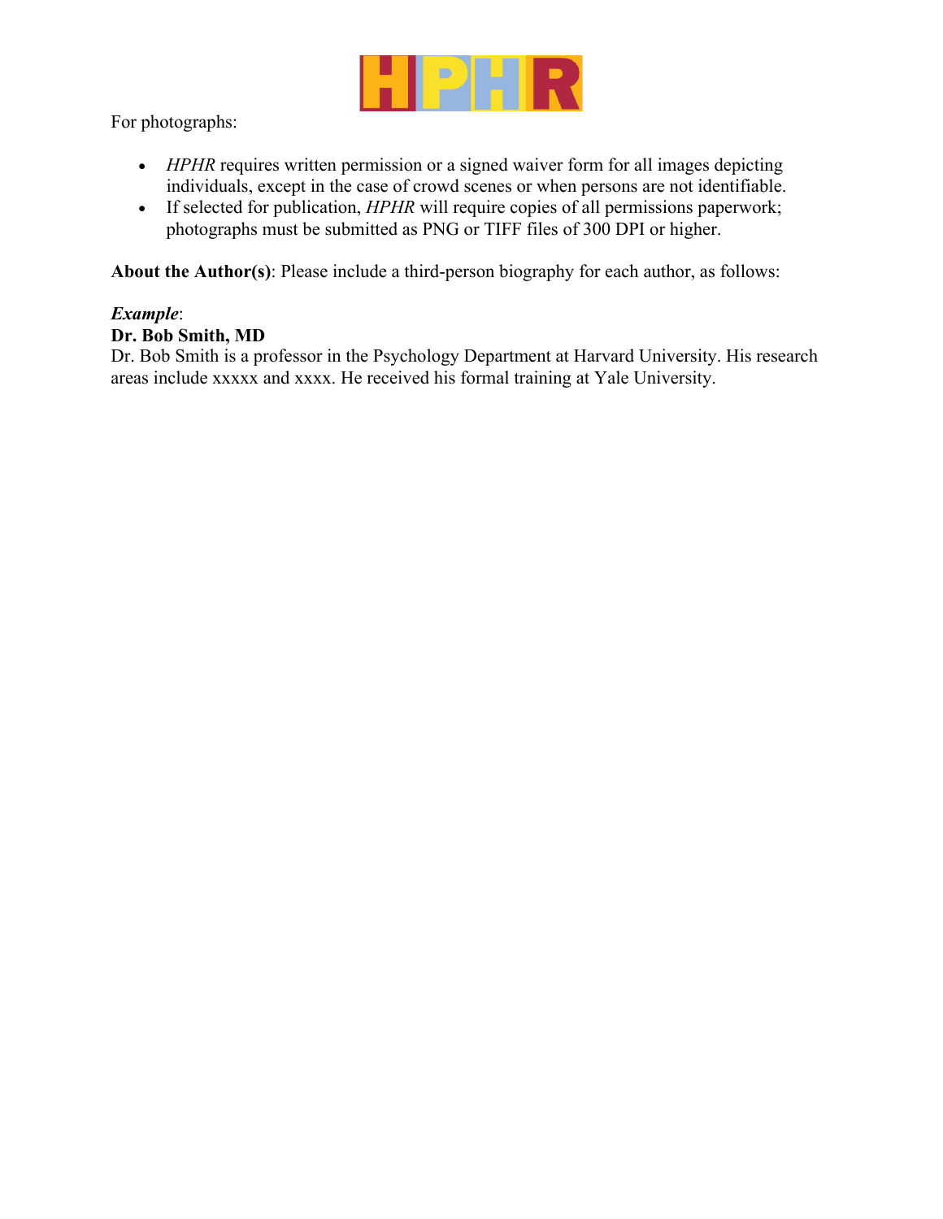For photographs:

- *HPHR* requires written permission or a signed waiver form for all images depicting individuals, except in the case of crowd scenes or when persons are not identifiable.
- If selected for publication, *HPHR* will require copies of all permissions paperwork; photographs must be submitted as PNG or TIFF files of 300 DPI or higher.

**About the Author(s)**: Please include a third-person biography for each author, as follows:

***Example***:
**Dr. Bob Smith, MD**
Dr. Bob Smith is a professor in the Psychology Department at Harvard University. His research areas include xxxxx and xxxx. He received his formal training at Yale University.